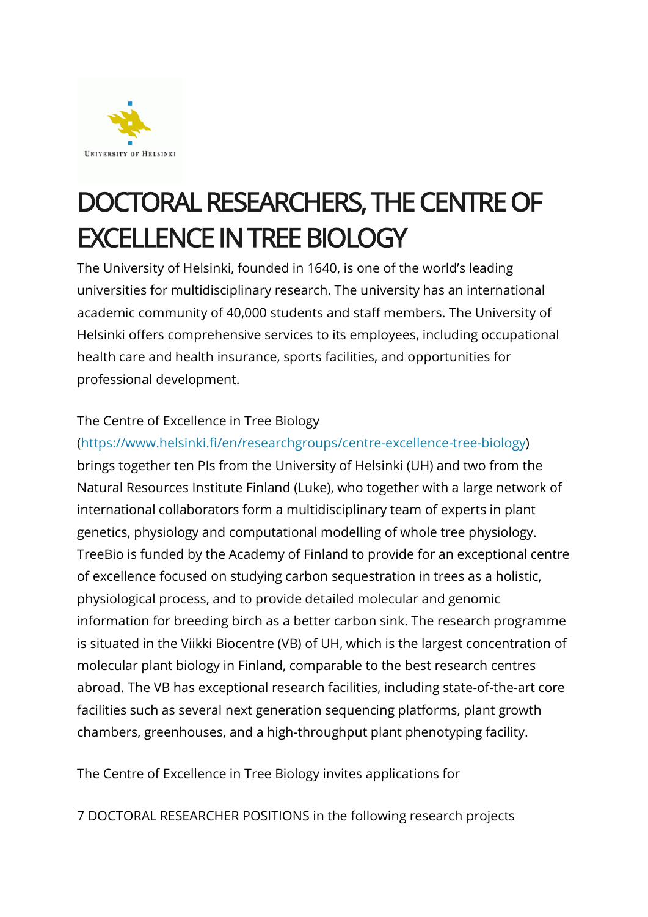UNIVERSITY OF HELSINKI

# DOCTORAL RESEARCHERS, THE CENTRE OF EXCELLENCE IN TREE BIOLOGY

The University of Helsinki, founded in 1640, is one of the world's leading universities for multidisciplinary research. The university has an international academic community of 40,000 students and staff members. The University of Helsinki offers comprehensive services to its employees, including occupational health care and health insurance, sports facilities, and opportunities for professional development.

The Centre of Excellence in Tree Biology (https://www.helsinki.fi/en/researchgroups/centre-excellence-tree-biology) brings together ten PIs from the University of Helsinki (UH) and two from the Natural Resources Institute Finland (Luke), who together with a large network of international collaborators form a multidisciplinary team of experts in plant genetics, physiology and computational modelling of whole tree physiology. TreeBio is funded by the Academy of Finland to provide for an exceptional centre of excellence focused on studying carbon sequestration in trees as a holistic, physiological process, and to provide detailed molecular and genomic information for breeding birch as a better carbon sink. The research programme is situated in the Viikki Biocentre (VB) of UH, which is the largest concentration of molecular plant biology in Finland, comparable to the best research centres abroad. The VB has exceptional research facilities, including state-of-the-art core facilities such as several next generation sequencing platforms, plant growth chambers, greenhouses, and a high-throughput plant phenotyping facility.

The Centre of Excellence in Tree Biology invites applications for

7 DOCTORAL RESEARCHER POSITIONS in the following research projects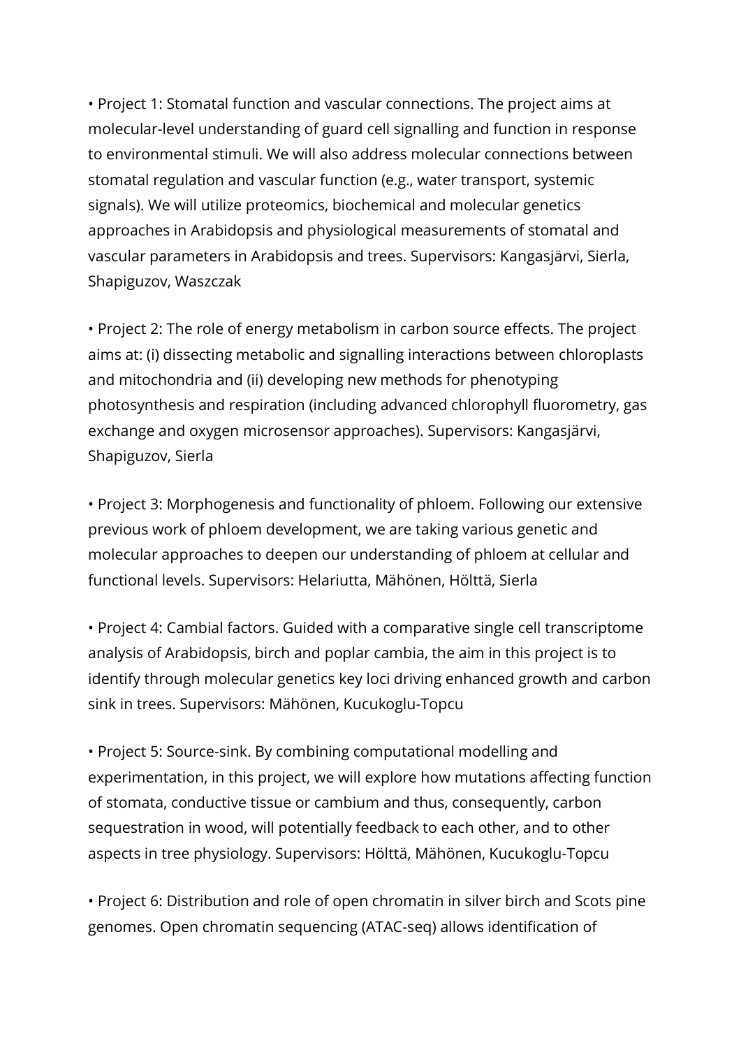- Project 1: Stomatal function and vascular connections. The project aims at molecular-level understanding of guard cell signalling and function in response to environmental stimuli. We will also address molecular connections between stomatal regulation and vascular function (e.g., water transport, systemic signals). We will utilize proteomics, biochemical and molecular genetics approaches in Arabidopsis and physiological measurements of stomatal and vascular parameters in Arabidopsis and trees. Supervisors: Kangasjärvi, Sierla, Shapiguzov, Waszczak

- Project 2: The role of energy metabolism in carbon source effects. The project aims at: (i) dissecting metabolic and signalling interactions between chloroplasts and mitochondria and (ii) developing new methods for phenotyping photosynthesis and respiration (including advanced chlorophyll fluorometry, gas exchange and oxygen microsensor approaches). Supervisors: Kangasjärvi, Shapiguzov, Sierla

- Project 3: Morphogenesis and functionality of phloem. Following our extensive previous work of phloem development, we are taking various genetic and molecular approaches to deepen our understanding of phloem at cellular and functional levels. Supervisors: Helariutta, Mähönen, Hölttä, Sierla

- Project 4: Cambial factors. Guided with a comparative single cell transcriptome analysis of Arabidopsis, birch and poplar cambia, the aim in this project is to identify through molecular genetics key loci driving enhanced growth and carbon sink in trees. Supervisors: Mähönen, Kucukoglu-Topcu

- Project 5: Source-sink. By combining computational modelling and experimentation, in this project, we will explore how mutations affecting function of stomata, conductive tissue or cambium and thus, consequently, carbon sequestration in wood, will potentially feedback to each other, and to other aspects in tree physiology. Supervisors: Hölttä, Mähönen, Kucukoglu-Topcu

- Project 6: Distribution and role of open chromatin in silver birch and Scots pine genomes. Open chromatin sequencing (ATAC-seq) allows identification of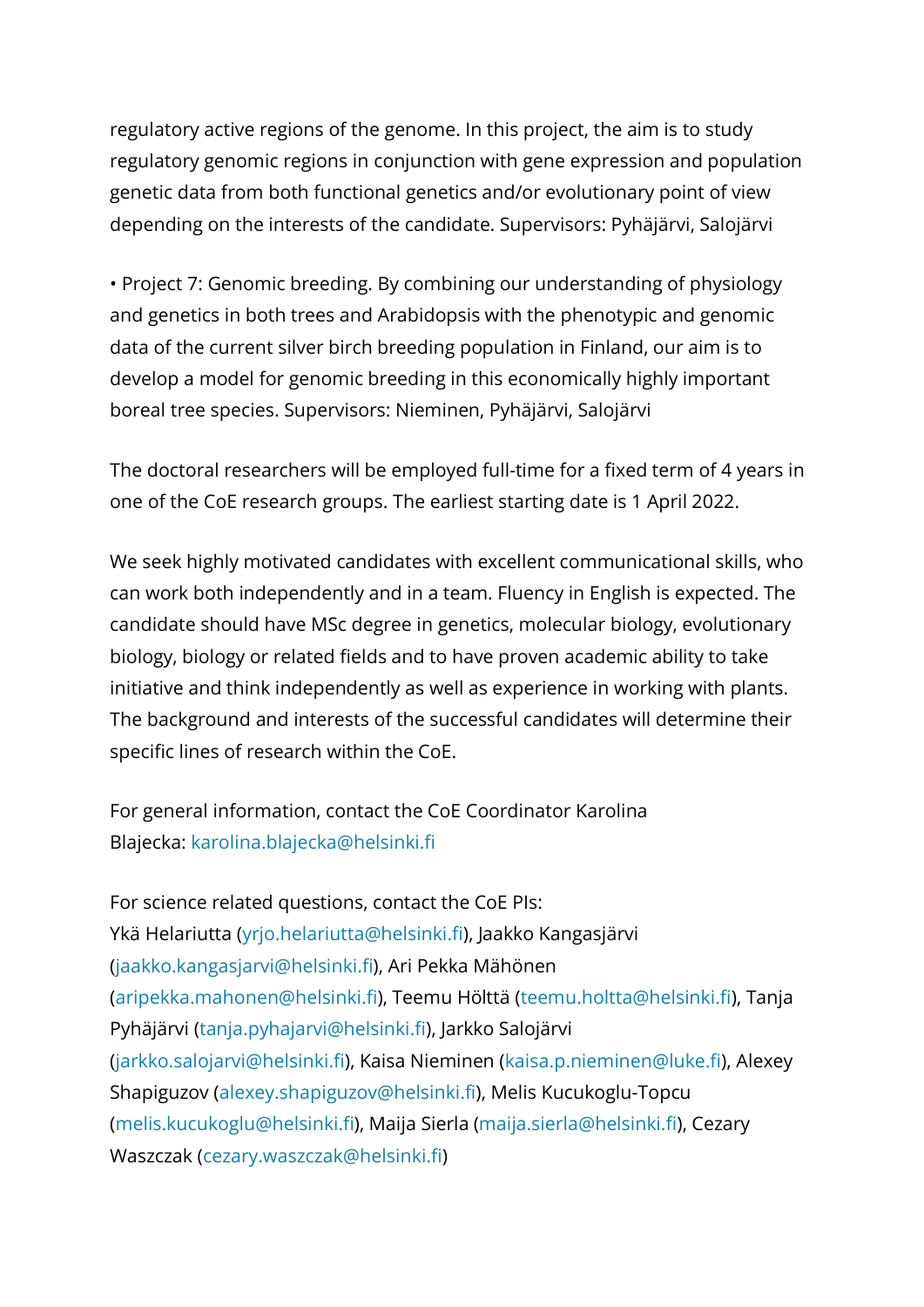regulatory active regions of the genome. In this project, the aim is to study regulatory genomic regions in conjunction with gene expression and population genetic data from both functional genetics and/or evolutionary point of view depending on the interests of the candidate. Supervisors: Pyhäjärvi, Salojärvi

• Project 7: Genomic breeding. By combining our understanding of physiology and genetics in both trees and Arabidopsis with the phenotypic and genomic data of the current silver birch breeding population in Finland, our aim is to develop a model for genomic breeding in this economically highly important boreal tree species. Supervisors: Nieminen, Pyhäjärvi, Salojärvi

The doctoral researchers will be employed full-time for a fixed term of 4 years in one of the CoE research groups. The earliest starting date is 1 April 2022.

We seek highly motivated candidates with excellent communicational skills, who can work both independently and in a team. Fluency in English is expected. The candidate should have MSc degree in genetics, molecular biology, evolutionary biology, biology or related fields and to have proven academic ability to take initiative and think independently as well as experience in working with plants. The background and interests of the successful candidates will determine their specific lines of research within the CoE.

For general information, contact the CoE Coordinator Karolina Blajecka: karolina.blajecka@helsinki.fi

For science related questions, contact the CoE PIs:
Ykä Helariutta (yrjo.helariutta@helsinki.fi), Jaakko Kangasjärvi (jaakko.kangasjarvi@helsinki.fi), Ari Pekka Mähönen (aripekka.mahonen@helsinki.fi), Teemu Hölttä (teemu.holtta@helsinki.fi), Tanja Pyhäjärvi (tanja.pyhajarvi@helsinki.fi), Jarkko Salojärvi (jarkko.salojarvi@helsinki.fi), Kaisa Nieminen (kaisa.p.nieminen@luke.fi), Alexey Shapiguzov (alexey.shapiguzov@helsinki.fi), Melis Kucukoglu-Topcu (melis.kucukoglu@helsinki.fi), Maija Sierla (maija.sierla@helsinki.fi), Cezary Waszczak (cezary.waszczak@helsinki.fi)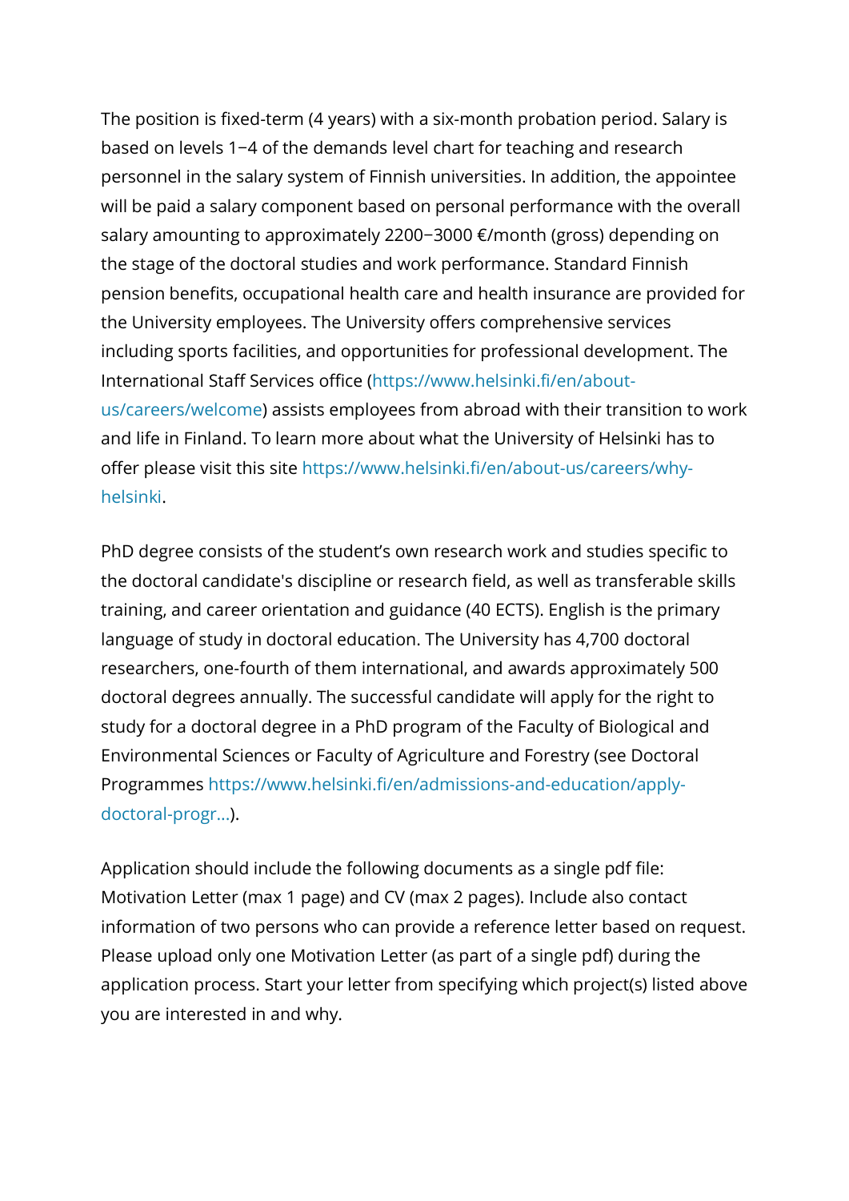The position is fixed-term (4 years) with a six-month probation period. Salary is based on levels 1−4 of the demands level chart for teaching and research personnel in the salary system of Finnish universities. In addition, the appointee will be paid a salary component based on personal performance with the overall salary amounting to approximately 2200−3000 €/month (gross) depending on the stage of the doctoral studies and work performance. Standard Finnish pension benefits, occupational health care and health insurance are provided for the University employees. The University offers comprehensive services including sports facilities, and opportunities for professional development. The International Staff Services office (https://www.helsinki.fi/en/about-us/careers/welcome) assists employees from abroad with their transition to work and life in Finland. To learn more about what the University of Helsinki has to offer please visit this site https://www.helsinki.fi/en/about-us/careers/why-helsinki.

PhD degree consists of the student's own research work and studies specific to the doctoral candidate's discipline or research field, as well as transferable skills training, and career orientation and guidance (40 ECTS). English is the primary language of study in doctoral education. The University has 4,700 doctoral researchers, one-fourth of them international, and awards approximately 500 doctoral degrees annually. The successful candidate will apply for the right to study for a doctoral degree in a PhD program of the Faculty of Biological and Environmental Sciences or Faculty of Agriculture and Forestry (see Doctoral Programmes https://www.helsinki.fi/en/admissions-and-education/apply-doctoral-progr...).

Application should include the following documents as a single pdf file: Motivation Letter (max 1 page) and CV (max 2 pages). Include also contact information of two persons who can provide a reference letter based on request. Please upload only one Motivation Letter (as part of a single pdf) during the application process. Start your letter from specifying which project(s) listed above you are interested in and why.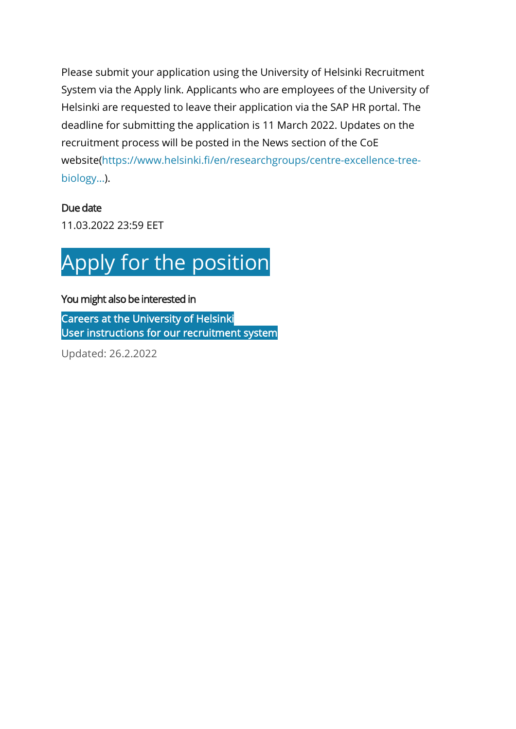Please submit your application using the University of Helsinki Recruitment System via the Apply link. Applicants who are employees of the University of Helsinki are requested to leave their application via the SAP HR portal. The deadline for submitting the application is 11 March 2022. Updates on the recruitment process will be posted in the News section of the CoE website(https://www.helsinki.fi/en/researchgroups/centre-excellence-tree-biology...).

**Due date**

11.03.2022 23:59 EET

# Apply for the position

**You might also be interested in**

Careers at the University of Helsinki
User instructions for our recruitment system

Updated: 26.2.2022